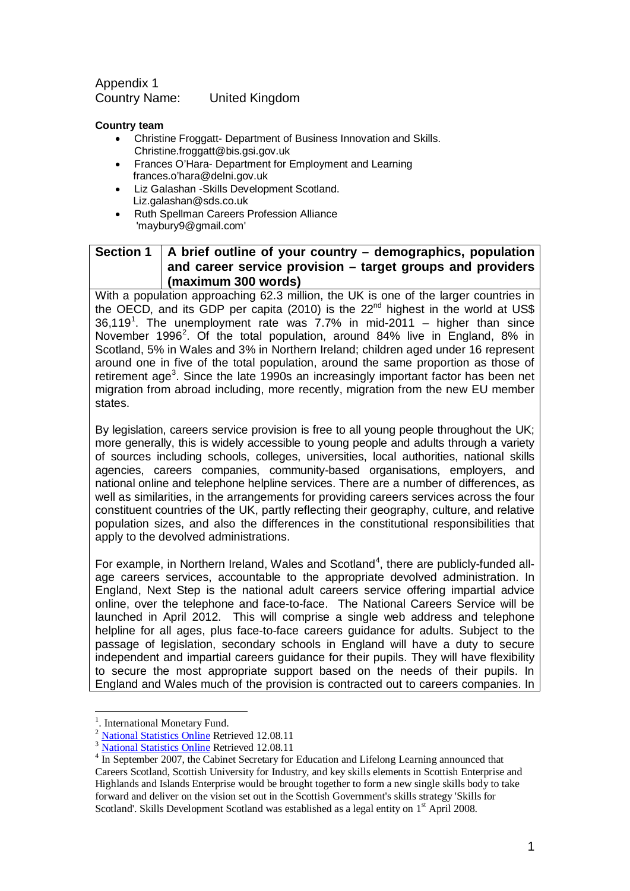Appendix 1

Country Name: United Kingdom

**Country team**

- Christine Froggatt- Department of Business Innovation and Skills. Christine.froggatt@bis.gsi.gov.uk
- Frances O'Hara- Department for Employment and Learning frances.o'hara@delni.gov.uk
- Liz Galashan -Skills Development Scotland. Liz.galashan@sds.co.uk
- Ruth Spellman Careers Profession Alliance 'maybury9@gmail.com'

| **Section 1** | **A brief outline of your country – demographics, population and career service provision – target groups and providers (maximum 300 words)** |
|---|---|

With a population approaching 62.3 million, the UK is one of the larger countries in the OECD, and its GDP per capita (2010) is the 22nd highest in the world at US$ 36,119[1]. The unemployment rate was 7.7% in mid-2011 – higher than since November 1996[2]. Of the total population, around 84% live in England, 8% in Scotland, 5% in Wales and 3% in Northern Ireland; children aged under 16 represent around one in five of the total population, around the same proportion as those of retirement age[3]. Since the late 1990s an increasingly important factor has been net migration from abroad including, more recently, migration from the new EU member states.

By legislation, careers service provision is free to all young people throughout the UK; more generally, this is widely accessible to young people and adults through a variety of sources including schools, colleges, universities, local authorities, national skills agencies, careers companies, community-based organisations, employers, and national online and telephone helpline services. There are a number of differences, as well as similarities, in the arrangements for providing careers services across the four constituent countries of the UK, partly reflecting their geography, culture, and relative population sizes, and also the differences in the constitutional responsibilities that apply to the devolved administrations.

For example, in Northern Ireland, Wales and Scotland[4], there are publicly-funded all-age careers services, accountable to the appropriate devolved administration. In England, Next Step is the national adult careers service offering impartial advice online, over the telephone and face-to-face. The National Careers Service will be launched in April 2012. This will comprise a single web address and telephone helpline for all ages, plus face-to-face careers guidance for adults. Subject to the passage of legislation, secondary schools in England will have a duty to secure independent and impartial careers guidance for their pupils. They will have flexibility to secure the most appropriate support based on the needs of their pupils. In England and Wales much of the provision is contracted out to careers companies. In

---

[1]. International Monetary Fund.

[2] National Statistics Online Retrieved 12.08.11

[3] National Statistics Online Retrieved 12.08.11

[4] In September 2007, the Cabinet Secretary for Education and Lifelong Learning announced that Careers Scotland, Scottish University for Industry, and key skills elements in Scottish Enterprise and Highlands and Islands Enterprise would be brought together to form a new single skills body to take forward and deliver on the vision set out in the Scottish Government's skills strategy 'Skills for Scotland'. Skills Development Scotland was established as a legal entity on 1st April 2008.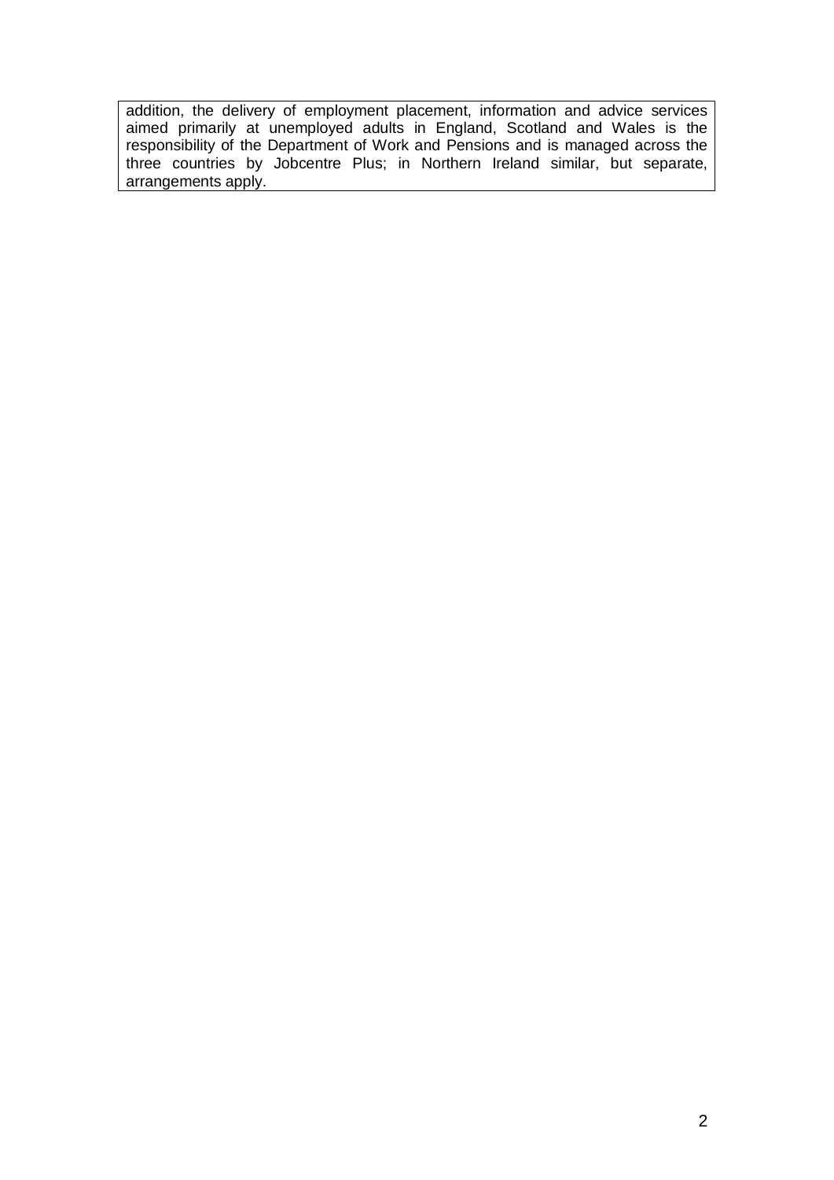addition, the delivery of employment placement, information and advice services aimed primarily at unemployed adults in England, Scotland and Wales is the responsibility of the Department of Work and Pensions and is managed across the three countries by Jobcentre Plus; in Northern Ireland similar, but separate, arrangements apply.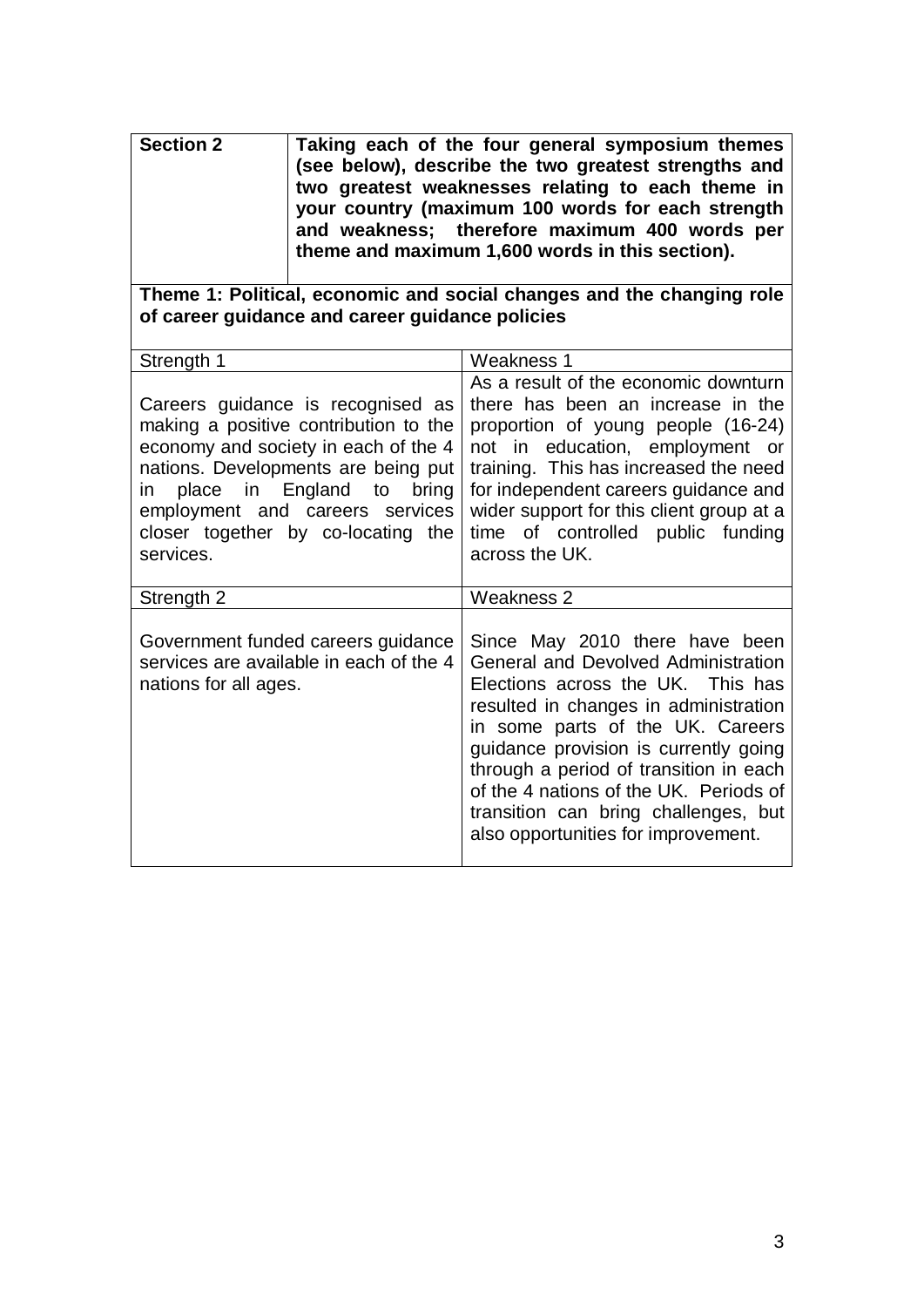| **Section 2** | **Taking each of the four general symposium themes (see below), describe the two greatest strengths and two greatest weaknesses relating to each theme in your country (maximum 100 words for each strength and weakness; therefore maximum 400 words per theme and maximum 1,600 words in this section).** |
|---|---|

**Theme 1: Political, economic and social changes and the changing role of career guidance and career guidance policies**

| Strength 1 | Weakness 1 |
|---|---|
| Careers guidance is recognised as making a positive contribution to the economy and society in each of the 4 nations. Developments are being put in place in England to bring employment and careers services closer together by co-locating the services. | As a result of the economic downturn there has been an increase in the proportion of young people (16-24) not in education, employment or training. This has increased the need for independent careers guidance and wider support for this client group at a time of controlled public funding across the UK. |
| **Strength 2** | **Weakness 2** |
| Government funded careers guidance services are available in each of the 4 nations for all ages. | Since May 2010 there have been General and Devolved Administration Elections across the UK. This has resulted in changes in administration in some parts of the UK. Careers guidance provision is currently going through a period of transition in each of the 4 nations of the UK. Periods of transition can bring challenges, but also opportunities for improvement. |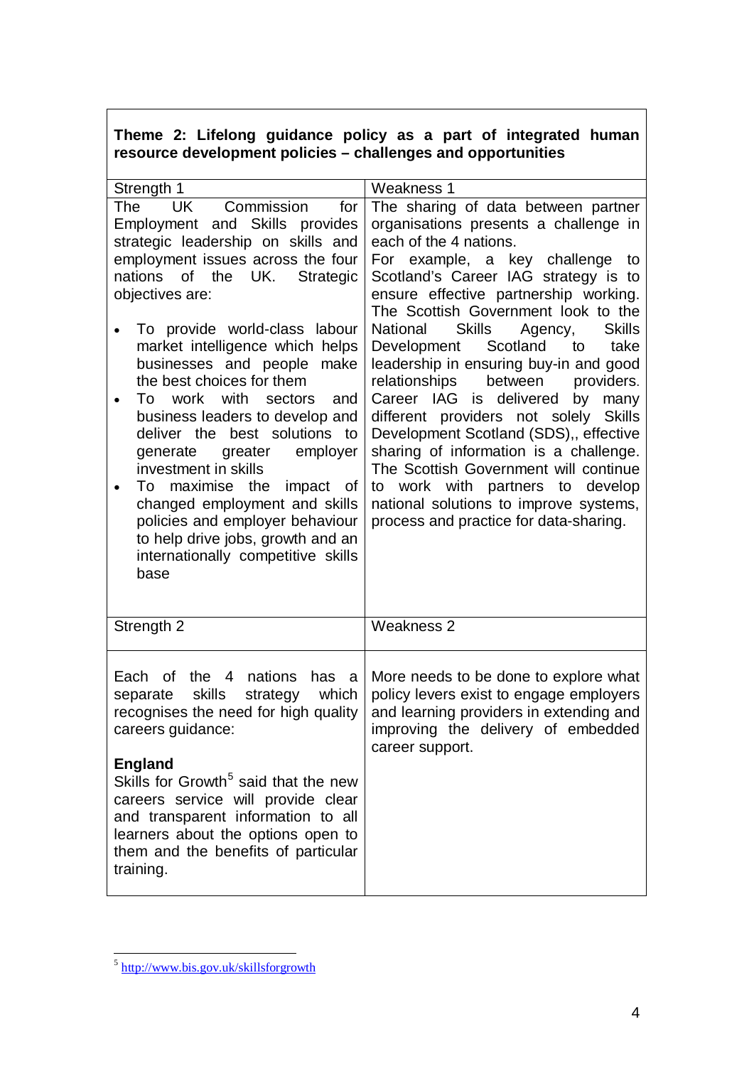**Theme 2: Lifelong guidance policy as a part of integrated human resource development policies – challenges and opportunities**

| Strength 1 | Weakness 1 |
|---|---|
| The UK Commission for Employment and Skills provides strategic leadership on skills and employment issues across the four nations of the UK. Strategic objectives are:<br><br>• To provide world-class labour market intelligence which helps businesses and people make the best choices for them<br>• To work with sectors and business leaders to develop and deliver the best solutions to generate greater employer investment in skills<br>• To maximise the impact of changed employment and skills policies and employer behaviour to help drive jobs, growth and an internationally competitive skills base | The sharing of data between partner organisations presents a challenge in each of the 4 nations.<br>For example, a key challenge to Scotland's Career IAG strategy is to ensure effective partnership working. The Scottish Government look to the National Skills Agency, Skills Development Scotland to take leadership in ensuring buy-in and good relationships between providers. Career IAG is delivered by many different providers not solely Skills Development Scotland (SDS),, effective sharing of information is a challenge. The Scottish Government will continue to work with partners to develop national solutions to improve systems, process and practice for data-sharing. |
| **Strength 2** | **Weakness 2** |
| Each of the 4 nations has a separate skills strategy which recognises the need for high quality careers guidance:<br><br>**England**<br>Skills for Growth[5] said that the new careers service will provide clear and transparent information to all learners about the options open to them and the benefits of particular training. | More needs to be done to explore what policy levers exist to engage employers and learning providers in extending and improving the delivery of embedded career support. |

[5] http://www.bis.gov.uk/skillsforgrowth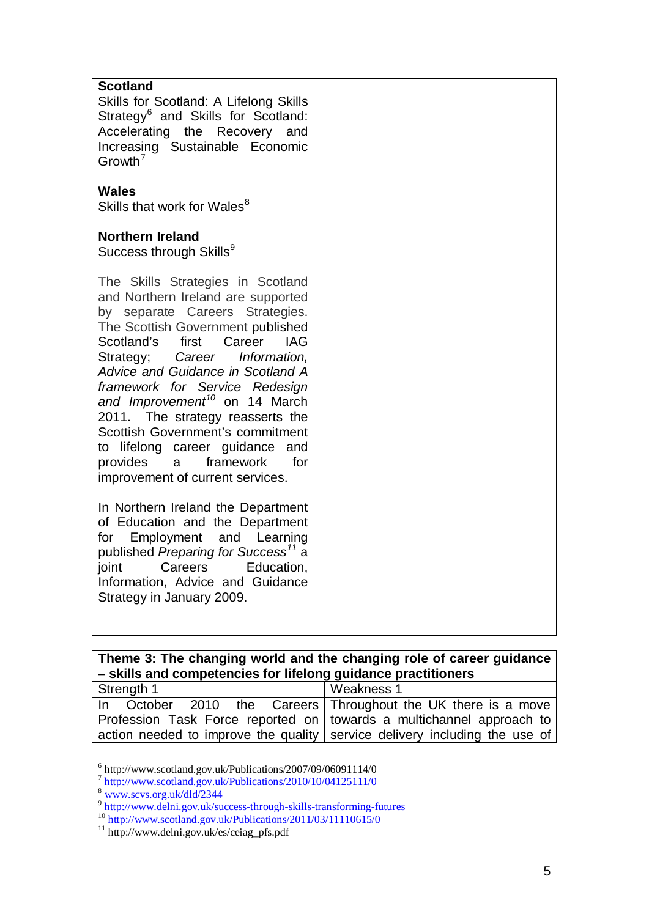| | |
|---|---|
| **Scotland**<br>Skills for Scotland: A Lifelong Skills Strategy[6] and Skills for Scotland: Accelerating the Recovery and Increasing Sustainable Economic Growth[7]<br><br>**Wales**<br>Skills that work for Wales[8]<br><br>**Northern Ireland**<br>Success through Skills[9]<br><br>The Skills Strategies in Scotland and Northern Ireland are supported by separate Careers Strategies. The Scottish Government published Scotland's first Career IAG Strategy; *Career Information, Advice and Guidance in Scotland A framework for Service Redesign and Improvement*[10] on 14 March 2011. The strategy reasserts the Scottish Government's commitment to lifelong career guidance and provides a framework for improvement of current services.<br><br>In Northern Ireland the Department of Education and the Department for Employment and Learning published *Preparing for Success*[11] a joint Careers Education, Information, Advice and Guidance Strategy in January 2009. | |

| **Theme 3: The changing world and the changing role of career guidance – skills and competencies for lifelong guidance practitioners** | |
|---|---|
| Strength 1 | Weakness 1 |
| In October 2010 the Careers Profession Task Force reported on action needed to improve the quality | Throughout the UK there is a move towards a multichannel approach to service delivery including the use of |

[6] http://www.scotland.gov.uk/Publications/2007/09/06091114/0
[7] http://www.scotland.gov.uk/Publications/2010/10/04125111/0
[8] www.scvs.org.uk/dld/2344
[9] http://www.delni.gov.uk/success-through-skills-transforming-futures
[10] http://www.scotland.gov.uk/Publications/2011/03/11110615/0
[11] http://www.delni.gov.uk/es/ceiag_pfs.pdf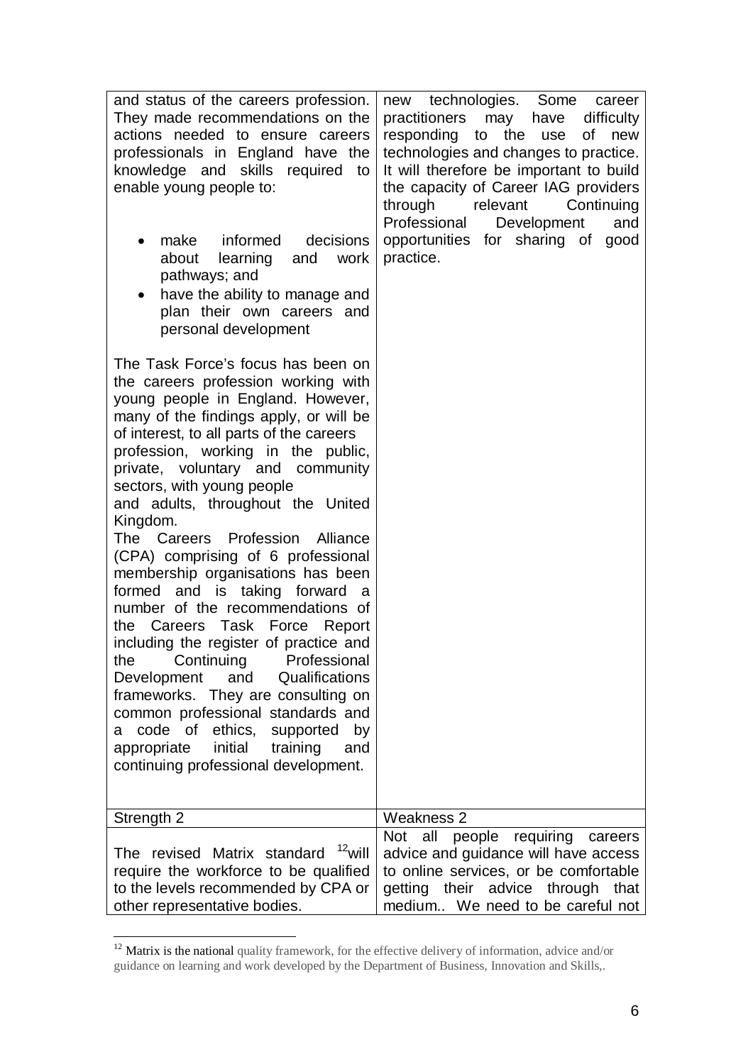| | |
|---|---|
| and status of the careers profession. They made recommendations on the actions needed to ensure careers professionals in England have the knowledge and skills required to enable young people to:<br><br>• make informed decisions about learning and work pathways; and<br>• have the ability to manage and plan their own careers and personal development<br><br>The Task Force's focus has been on the careers profession working with young people in England. However, many of the findings apply, or will be of interest, to all parts of the careers profession, working in the public, private, voluntary and community sectors, with young people and adults, throughout the United Kingdom.<br>The Careers Profession Alliance (CPA) comprising of 6 professional membership organisations has been formed and is taking forward a number of the recommendations of the Careers Task Force Report including the register of practice and the Continuing Professional Development and Qualifications frameworks. They are consulting on common professional standards and a code of ethics, supported by appropriate initial training and continuing professional development. | new technologies. Some career practitioners may have difficulty responding to the use of new technologies and changes to practice. It will therefore be important to build the capacity of Career IAG providers through relevant Continuing Professional Development and opportunities for sharing of good practice. |
| Strength 2 | Weakness 2 |
| The revised Matrix standard [12]will require the workforce to be qualified to the levels recommended by CPA or other representative bodies. | Not all people requiring careers advice and guidance will have access to online services, or be comfortable getting their advice through that medium.. We need to be careful not |

[12] Matrix is the national quality framework, for the effective delivery of information, advice and/or guidance on learning and work developed by the Department of Business, Innovation and Skills,.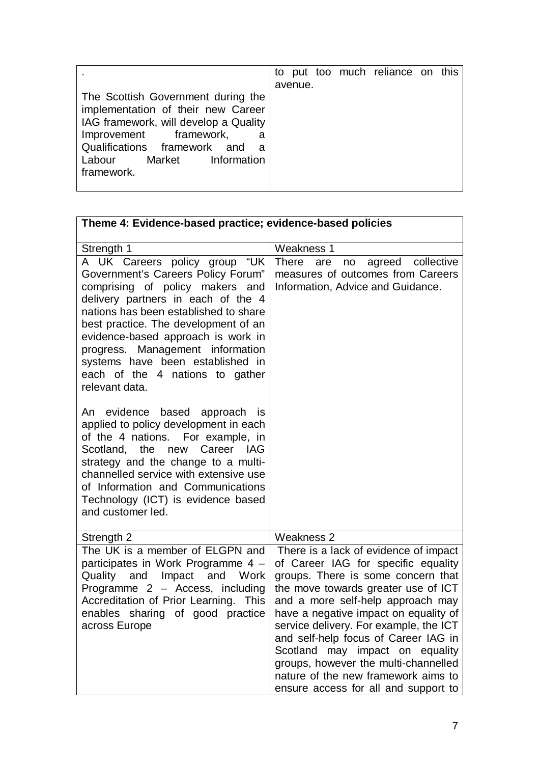| | |
|---|---|
| .<br><br>The Scottish Government during the implementation of their new Career IAG framework, will develop a Quality Improvement framework, a Qualifications framework and a Labour Market Information framework. | to put too much reliance on this avenue. |

| Theme 4: Evidence-based practice; evidence-based policies | |
|---|---|
| Strength 1 | Weakness 1 |
| A UK Careers policy group "UK Government's Careers Policy Forum" comprising of policy makers and delivery partners in each of the 4 nations has been established to share best practice. The development of an evidence-based approach is work in progress. Management information systems have been established in each of the 4 nations to gather relevant data.<br><br>An evidence based approach is applied to policy development in each of the 4 nations. For example, in Scotland, the new Career IAG strategy and the change to a multi-channelled service with extensive use of Information and Communications Technology (ICT) is evidence based and customer led. | There are no agreed collective measures of outcomes from Careers Information, Advice and Guidance. |
| Strength 2 | Weakness 2 |
| The UK is a member of ELGPN and participates in Work Programme 4 – Quality and Impact and Work Programme 2 – Access, including Accreditation of Prior Learning. This enables sharing of good practice across Europe | There is a lack of evidence of impact of Career IAG for specific equality groups. There is some concern that the move towards greater use of ICT and a more self-help approach may have a negative impact on equality of service delivery. For example, the ICT and self-help focus of Career IAG in Scotland may impact on equality groups, however the multi-channelled nature of the new framework aims to ensure access for all and support to |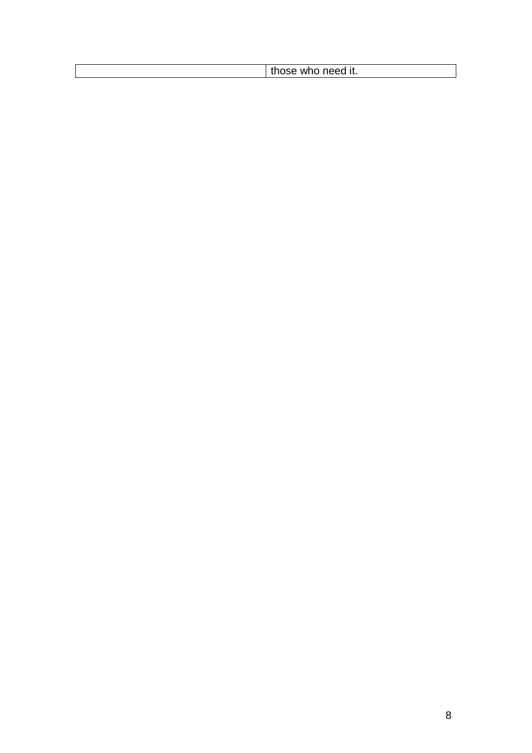|  | those who need it. |
|---|---|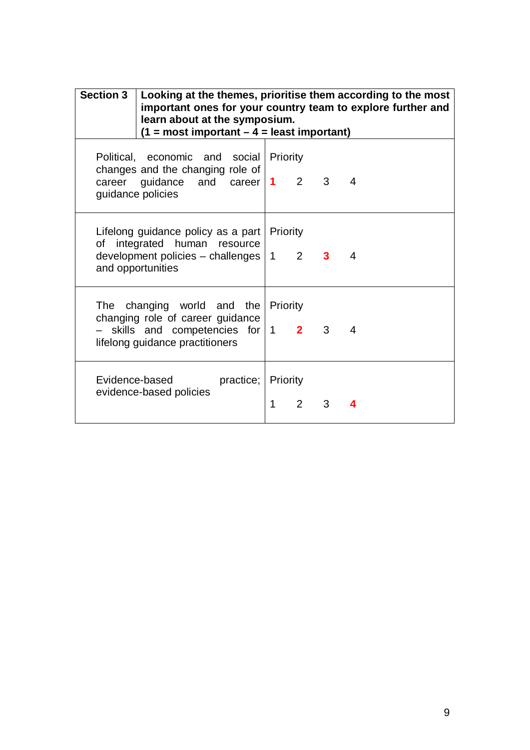| **Section 3** | **Looking at the themes, prioritise them according to the most important ones for your country team to explore further and learn about at the symposium. (1 = most important – 4 = least important)** |
|---|---|
| Political, economic and social changes and the changing role of career guidance and career guidance policies | Priority<br>**1** 2 3 4 |
| Lifelong guidance policy as a part of integrated human resource development policies – challenges and opportunities | Priority<br>1 2 **3** 4 |
| The changing world and the changing role of career guidance – skills and competencies for lifelong guidance practitioners | Priority<br>1 **2** 3 4 |
| Evidence-based practice; evidence-based policies | Priority<br>1 2 3 **4** |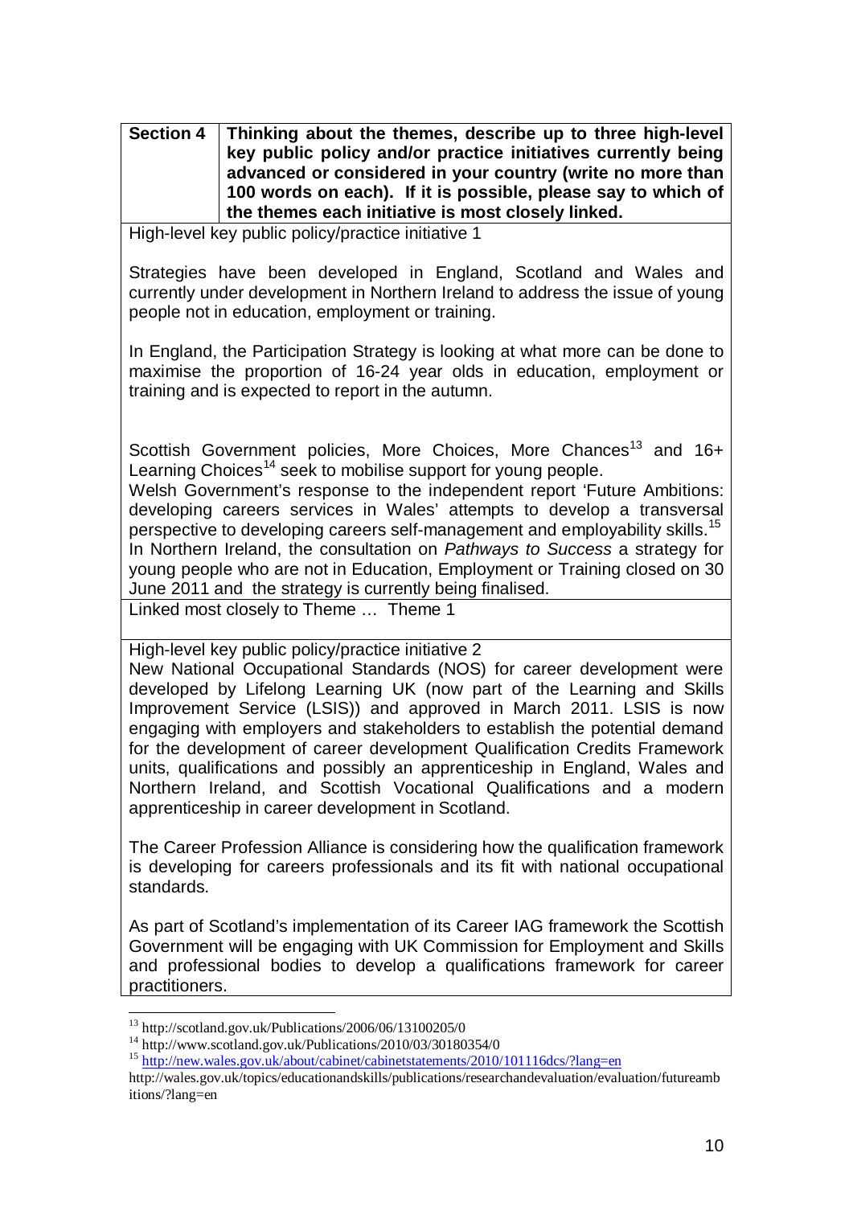| Section 4 | Thinking about the themes, describe up to three high-level key public policy and/or practice initiatives currently being advanced or considered in your country (write no more than 100 words on each). If it is possible, please say to which of the themes each initiative is most closely linked. |
|---|---|

High-level key public policy/practice initiative 1

Strategies have been developed in England, Scotland and Wales and currently under development in Northern Ireland to address the issue of young people not in education, employment or training.

In England, the Participation Strategy is looking at what more can be done to maximise the proportion of 16-24 year olds in education, employment or training and is expected to report in the autumn.

Scottish Government policies, More Choices, More Chances[13] and 16+ Learning Choices[14] seek to mobilise support for young people.
Welsh Government's response to the independent report 'Future Ambitions: developing careers services in Wales' attempts to develop a transversal perspective to developing careers self-management and employability skills.[15]
In Northern Ireland, the consultation on *Pathways to Success* a strategy for young people who are not in Education, Employment or Training closed on 30 June 2011 and the strategy is currently being finalised.

Linked most closely to Theme … Theme 1

High-level key public policy/practice initiative 2
New National Occupational Standards (NOS) for career development were developed by Lifelong Learning UK (now part of the Learning and Skills Improvement Service (LSIS)) and approved in March 2011. LSIS is now engaging with employers and stakeholders to establish the potential demand for the development of career development Qualification Credits Framework units, qualifications and possibly an apprenticeship in England, Wales and Northern Ireland, and Scottish Vocational Qualifications and a modern apprenticeship in career development in Scotland.

The Career Profession Alliance is considering how the qualification framework is developing for careers professionals and its fit with national occupational standards.

As part of Scotland's implementation of its Career IAG framework the Scottish Government will be engaging with UK Commission for Employment and Skills and professional bodies to develop a qualifications framework for career practitioners.

---

[13] http://scotland.gov.uk/Publications/2006/06/13100205/0
[14] http://www.scotland.gov.uk/Publications/2010/03/30180354/0
[15] http://new.wales.gov.uk/about/cabinet/cabinetstatements/2010/101116dcs/?lang=en
http://wales.gov.uk/topics/educationandskills/publications/researchandevaluation/evaluation/futureambitions/?lang=en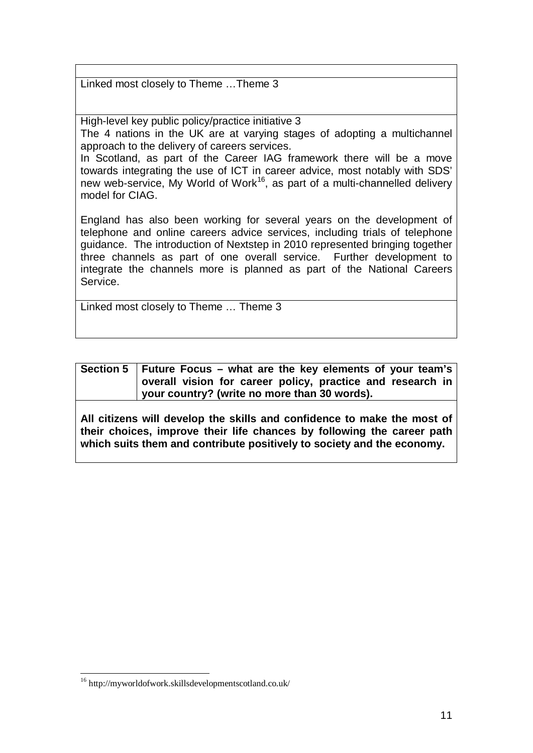Linked most closely to Theme …Theme 3

High-level key public policy/practice initiative 3

The 4 nations in the UK are at varying stages of adopting a multichannel approach to the delivery of careers services.

In Scotland, as part of the Career IAG framework there will be a move towards integrating the use of ICT in career advice, most notably with SDS' new web-service, My World of Work[16], as part of a multi-channelled delivery model for CIAG.

England has also been working for several years on the development of telephone and online careers advice services, including trials of telephone guidance. The introduction of Nextstep in 2010 represented bringing together three channels as part of one overall service. Further development to integrate the channels more is planned as part of the National Careers Service.

Linked most closely to Theme … Theme 3

| | |
|---|---|
| **Section 5** | **Future Focus – what are the key elements of your team's overall vision for career policy, practice and research in your country? (write no more than 30 words).** |

**All citizens will develop the skills and confidence to make the most of their choices, improve their life chances by following the career path which suits them and contribute positively to society and the economy.**

[16] http://myworldofwork.skillsdevelopmentscotland.co.uk/